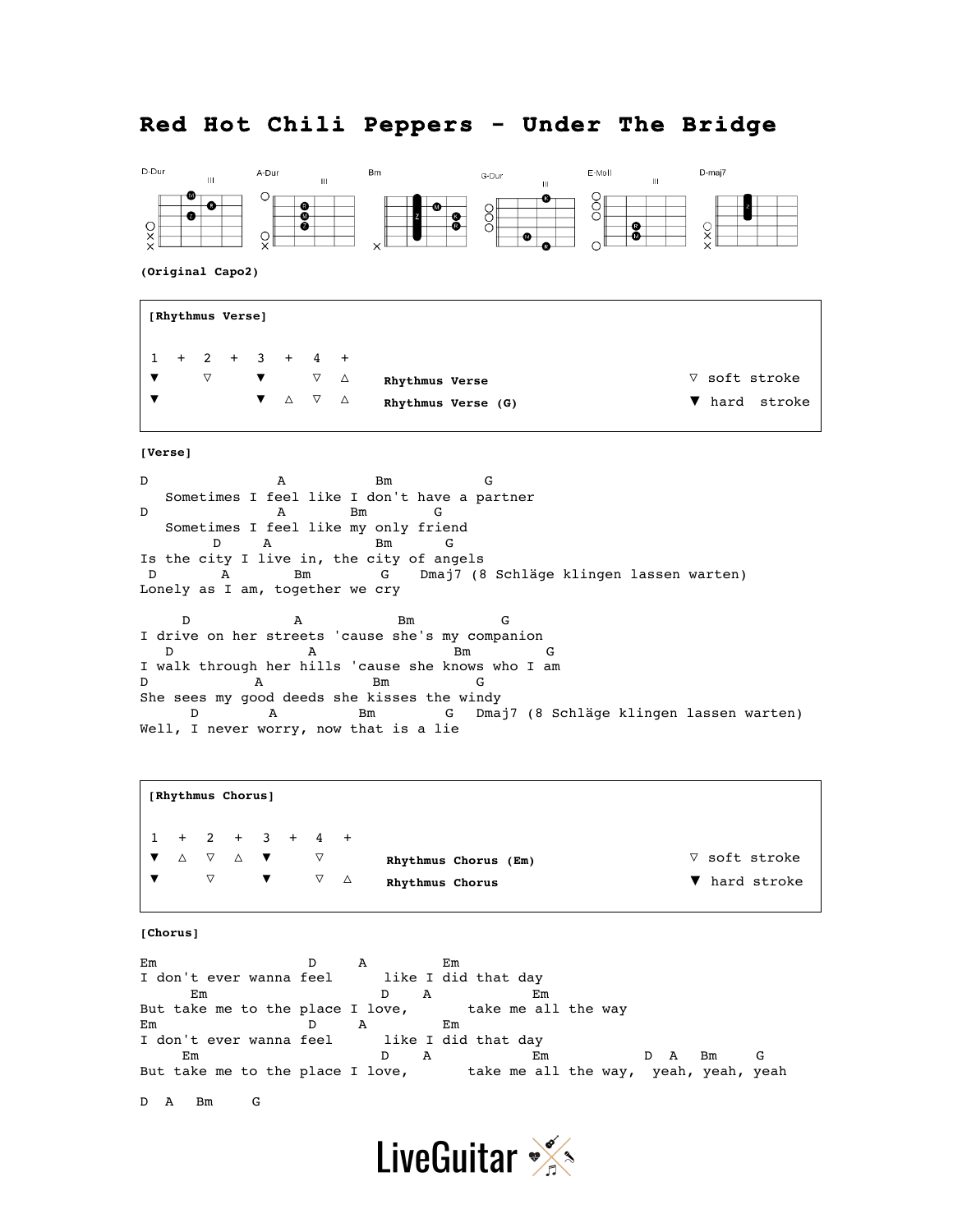# Red Hot Chili Peppers - Under The Bridge

D-Dur | A-Dur | Bm | G-Dur | E-Moll | D-maj7

**(Original Capo2)**

```
[Rhythmus Verse]

1  +  2  +  3  +  4  +
▼     ▽     ▼     ▽  △     Rhythmus Verse         ▽ soft stroke
▼           ▼  △  ▽  △     Rhythmus Verse (G)     ▼ hard  stroke
```

**[Verse]**

```
D               A           Bm          G
   Sometimes I feel like I don't have a partner
D               A       Bm        G
   Sometimes I feel like my only friend
        D     A            Bm      G
Is the city I live in, the city of angels
 D       A       Bm        G    Dmaj7 (8 Schläge klingen lassen warten)
Lonely as I am, together we cry

     D            A           Bm          G
I drive on her streets 'cause she's my companion
   D               A                Bm        G
I walk through her hills 'cause she knows who I am
D            A             Bm          G
She sees my good deeds she kisses the windy
      D        A         Bm        G   Dmaj7 (8 Schläge klingen lassen warten)
Well, I never worry, now that is a lie
```

```
[Rhythmus Chorus]

1  +  2  +  3  +  4  +
▼  △  ▽  △  ▼     ▽        Rhythmus Chorus (Em)   ▽ soft stroke
▼     ▽     ▼     ▽  △     Rhythmus Chorus        ▼ hard stroke
```

**[Chorus]**

```
Em                  D     A         Em
I don't ever wanna feel      like I did that day
      Em                D    A            Em
But take me to the place I love,       take me all the way
Em                  D     A         Em
I don't ever wanna feel      like I did that day
     Em                 D    A            Em          D  A   Bm    G
But take me to the place I love,       take me all the way,  yeah, yeah, yeah

D  A   Bm    G
```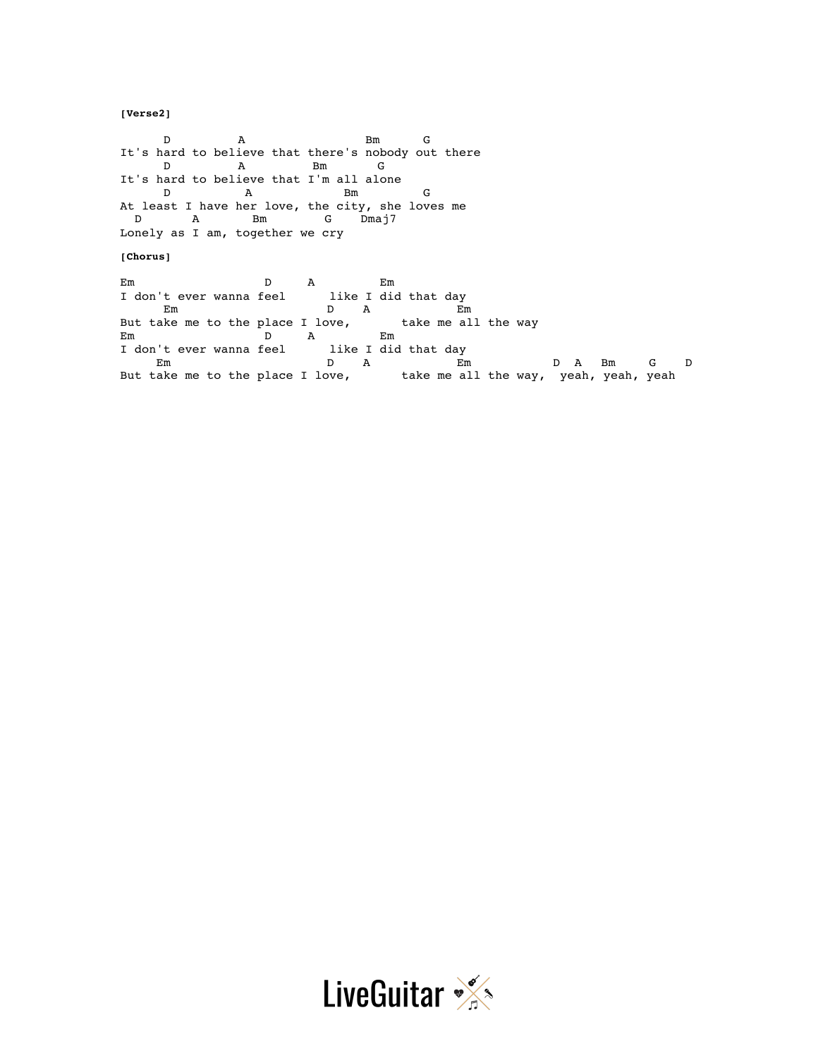**[Verse2]**

```
      D         A                 Bm      G
It's hard to believe that there's nobody out there
      D         A          Bm       G
It's hard to believe that I'm all alone
      D          A             Bm         G
At least I have her love, the city, she loves me
  D       A       Bm        G    Dmaj7
Lonely as I am, together we cry
```

**[Chorus]**

```
Em                   D     A          Em
I don't ever wanna feel      like I did that day
      Em                     D    A            Em
But take me to the place I love,       take me all the way
Em                   D     A          Em
I don't ever wanna feel      like I did that day
     Em                      D    A            Em            D  A   Bm     G    D
But take me to the place I love,       take me all the way,  yeah, yeah, yeah
```